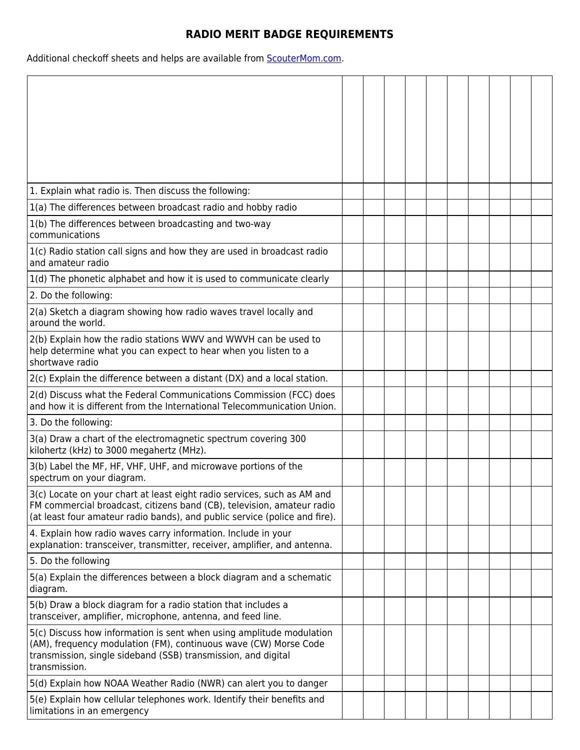# RADIO MERIT BADGE REQUIREMENTS

Additional checkoff sheets and helps are available from [ScouterMom.com](ScouterMom.com).

| | | | | | | | | | | |
|---|---|---|---|---|---|---|---|---|---|---|
| 1. Explain what radio is. Then discuss the following: | | | | | | | | | | |
| 1(a) The differences between broadcast radio and hobby radio | | | | | | | | | | |
| 1(b) The differences between broadcasting and two-way communications | | | | | | | | | | |
| 1(c) Radio station call signs and how they are used in broadcast radio and amateur radio | | | | | | | | | | |
| 1(d) The phonetic alphabet and how it is used to communicate clearly | | | | | | | | | | |
| 2. Do the following: | | | | | | | | | | |
| 2(a) Sketch a diagram showing how radio waves travel locally and around the world. | | | | | | | | | | |
| 2(b) Explain how the radio stations WWV and WWVH can be used to help determine what you can expect to hear when you listen to a shortwave radio | | | | | | | | | | |
| 2(c) Explain the difference between a distant (DX) and a local station. | | | | | | | | | | |
| 2(d) Discuss what the Federal Communications Commission (FCC) does and how it is different from the International Telecommunication Union. | | | | | | | | | | |
| 3. Do the following: | | | | | | | | | | |
| 3(a) Draw a chart of the electromagnetic spectrum covering 300 kilohertz (kHz) to 3000 megahertz (MHz). | | | | | | | | | | |
| 3(b) Label the MF, HF, VHF, UHF, and microwave portions of the spectrum on your diagram. | | | | | | | | | | |
| 3(c) Locate on your chart at least eight radio services, such as AM and FM commercial broadcast, citizens band (CB), television, amateur radio (at least four amateur radio bands), and public service (police and fire). | | | | | | | | | | |
| 4. Explain how radio waves carry information. Include in your explanation: transceiver, transmitter, receiver, amplifier, and antenna. | | | | | | | | | | |
| 5. Do the following | | | | | | | | | | |
| 5(a) Explain the differences between a block diagram and a schematic diagram. | | | | | | | | | | |
| 5(b) Draw a block diagram for a radio station that includes a transceiver, amplifier, microphone, antenna, and feed line. | | | | | | | | | | |
| 5(c) Discuss how information is sent when using amplitude modulation (AM), frequency modulation (FM), continuous wave (CW) Morse Code transmission, single sideband (SSB) transmission, and digital transmission. | | | | | | | | | | |
| 5(d) Explain how NOAA Weather Radio (NWR) can alert you to danger | | | | | | | | | | |
| 5(e) Explain how cellular telephones work. Identify their benefits and limitations in an emergency | | | | | | | | | | |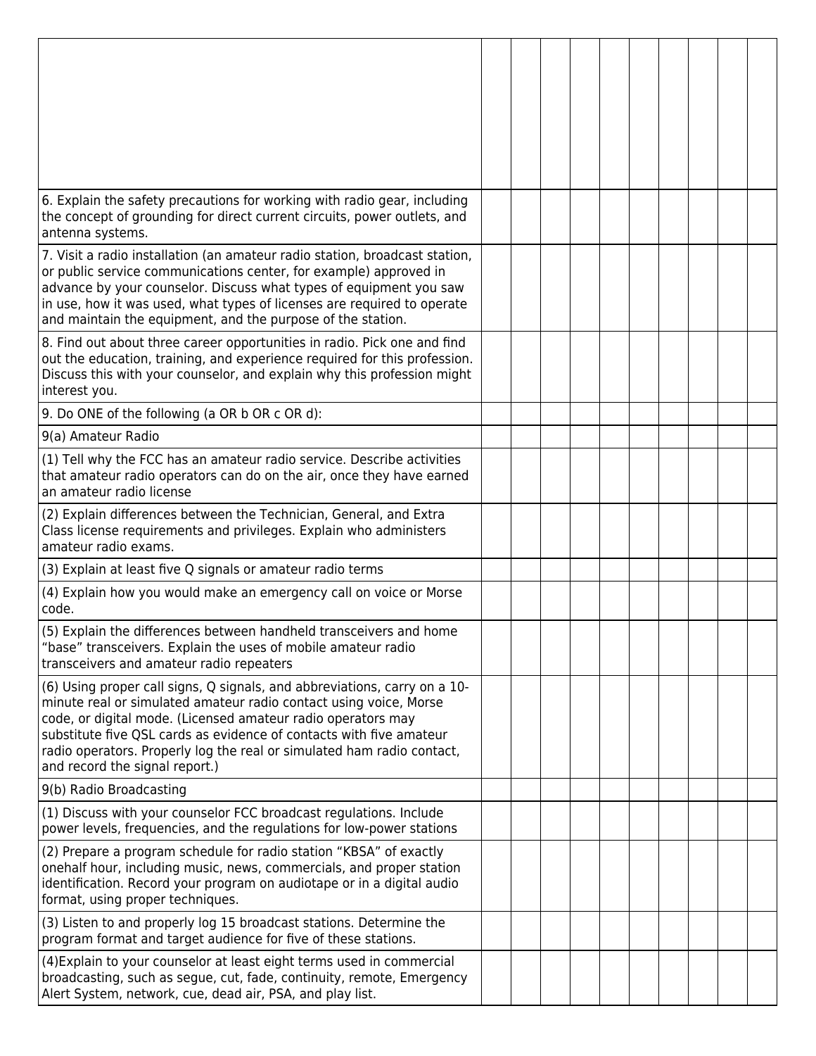| | | | | | | | | | | |
|---|---|---|---|---|---|---|---|---|---|---|
| | | | | | | | | | | |
| 6. Explain the safety precautions for working with radio gear, including the concept of grounding for direct current circuits, power outlets, and antenna systems. | | | | | | | | | | |
| 7. Visit a radio installation (an amateur radio station, broadcast station, or public service communications center, for example) approved in advance by your counselor. Discuss what types of equipment you saw in use, how it was used, what types of licenses are required to operate and maintain the equipment, and the purpose of the station. | | | | | | | | | | |
| 8. Find out about three career opportunities in radio. Pick one and find out the education, training, and experience required for this profession. Discuss this with your counselor, and explain why this profession might interest you. | | | | | | | | | | |
| 9. Do ONE of the following (a OR b OR c OR d): | | | | | | | | | | |
| 9(a) Amateur Radio | | | | | | | | | | |
| (1) Tell why the FCC has an amateur radio service. Describe activities that amateur radio operators can do on the air, once they have earned an amateur radio license | | | | | | | | | | |
| (2) Explain differences between the Technician, General, and Extra Class license requirements and privileges. Explain who administers amateur radio exams. | | | | | | | | | | |
| (3) Explain at least five Q signals or amateur radio terms | | | | | | | | | | |
| (4) Explain how you would make an emergency call on voice or Morse code. | | | | | | | | | | |
| (5) Explain the differences between handheld transceivers and home "base" transceivers. Explain the uses of mobile amateur radio transceivers and amateur radio repeaters | | | | | | | | | | |
| (6) Using proper call signs, Q signals, and abbreviations, carry on a 10-minute real or simulated amateur radio contact using voice, Morse code, or digital mode. (Licensed amateur radio operators may substitute five QSL cards as evidence of contacts with five amateur radio operators. Properly log the real or simulated ham radio contact, and record the signal report.) | | | | | | | | | | |
| 9(b) Radio Broadcasting | | | | | | | | | | |
| (1) Discuss with your counselor FCC broadcast regulations. Include power levels, frequencies, and the regulations for low-power stations | | | | | | | | | | |
| (2) Prepare a program schedule for radio station "KBSA" of exactly onehalf hour, including music, news, commercials, and proper station identification. Record your program on audiotape or in a digital audio format, using proper techniques. | | | | | | | | | | |
| (3) Listen to and properly log 15 broadcast stations. Determine the program format and target audience for five of these stations. | | | | | | | | | | |
| (4)Explain to your counselor at least eight terms used in commercial broadcasting, such as segue, cut, fade, continuity, remote, Emergency Alert System, network, cue, dead air, PSA, and play list. | | | | | | | | | | |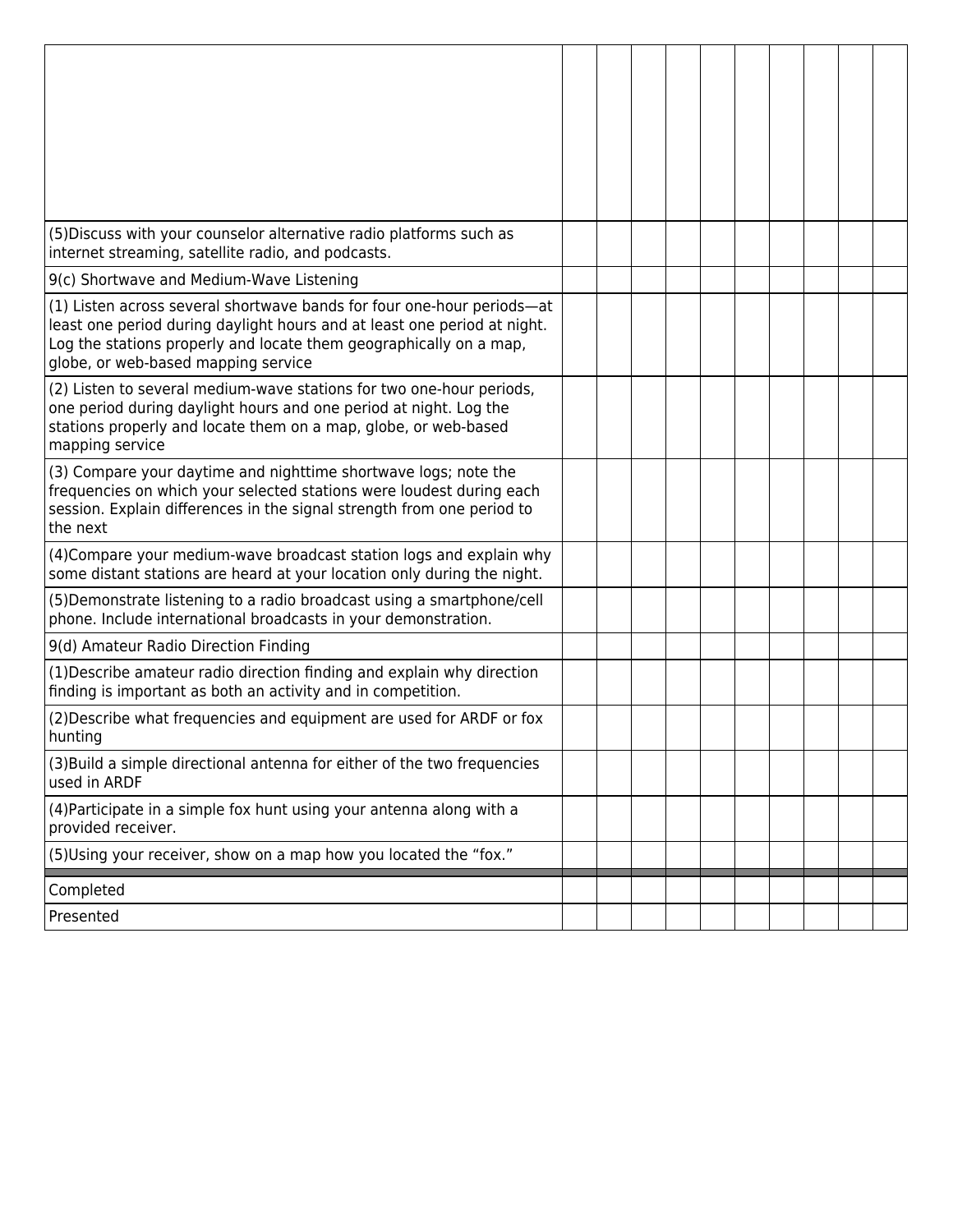| | | | | | | | | | | |
|---|---|---|---|---|---|---|---|---|---|---|
| | | | | | | | | | | |
| (5)Discuss with your counselor alternative radio platforms such as internet streaming, satellite radio, and podcasts. | | | | | | | | | | |
| 9(c) Shortwave and Medium-Wave Listening | | | | | | | | | | |
| (1) Listen across several shortwave bands for four one-hour periods—at least one period during daylight hours and at least one period at night. Log the stations properly and locate them geographically on a map, globe, or web-based mapping service | | | | | | | | | | |
| (2) Listen to several medium-wave stations for two one-hour periods, one period during daylight hours and one period at night. Log the stations properly and locate them on a map, globe, or web-based mapping service | | | | | | | | | | |
| (3) Compare your daytime and nighttime shortwave logs; note the frequencies on which your selected stations were loudest during each session. Explain differences in the signal strength from one period to the next | | | | | | | | | | |
| (4)Compare your medium-wave broadcast station logs and explain why some distant stations are heard at your location only during the night. | | | | | | | | | | |
| (5)Demonstrate listening to a radio broadcast using a smartphone/cell phone. Include international broadcasts in your demonstration. | | | | | | | | | | |
| 9(d) Amateur Radio Direction Finding | | | | | | | | | | |
| (1)Describe amateur radio direction finding and explain why direction finding is important as both an activity and in competition. | | | | | | | | | | |
| (2)Describe what frequencies and equipment are used for ARDF or fox hunting | | | | | | | | | | |
| (3)Build a simple directional antenna for either of the two frequencies used in ARDF | | | | | | | | | | |
| (4)Participate in a simple fox hunt using your antenna along with a provided receiver. | | | | | | | | | | |
| (5)Using your receiver, show on a map how you located the "fox." | | | | | | | | | | |
| Completed | | | | | | | | | | |
| Presented | | | | | | | | | | |